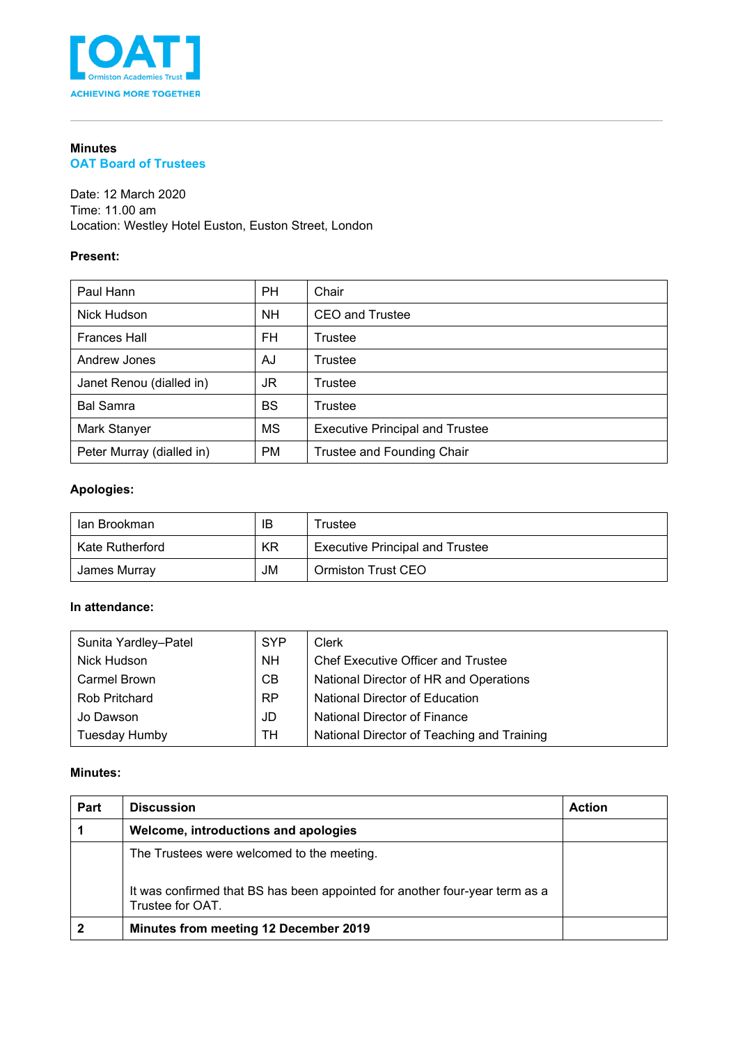# Minutes

## OAT Board of Trustees

Date: 12 March 2020
Time: 11.00 am
Location: Westley Hotel Euston, Euston Street, London

**Present:**

| | | |
|---|---|---|
| Paul Hann | PH | Chair |
| Nick Hudson | NH | CEO and Trustee |
| Frances Hall | FH | Trustee |
| Andrew Jones | AJ | Trustee |
| Janet Renou (dialled in) | JR | Trustee |
| Bal Samra | BS | Trustee |
| Mark Stanyer | MS | Executive Principal and Trustee |
| Peter Murray (dialled in) | PM | Trustee and Founding Chair |

**Apologies:**

| | | |
|---|---|---|
| Ian Brookman | IB | Trustee |
| Kate Rutherford | KR | Executive Principal and Trustee |
| James Murray | JM | Ormiston Trust CEO |

**In attendance:**

| | | |
|---|---|---|
| Sunita Yardley–Patel | SYP | Clerk |
| Nick Hudson | NH | Chef Executive Officer and Trustee |
| Carmel Brown | CB | National Director of HR and Operations |
| Rob Pritchard | RP | National Director of Education |
| Jo Dawson | JD | National Director of Finance |
| Tuesday Humby | TH | National Director of Teaching and Training |

**Minutes:**

| Part | Discussion | Action |
|---|---|---|
| **1** | **Welcome, introductions and apologies** | |
| | The Trustees were welcomed to the meeting.<br><br>It was confirmed that BS has been appointed for another four-year term as a Trustee for OAT. | |
| **2** | **Minutes from meeting 12 December 2019** | |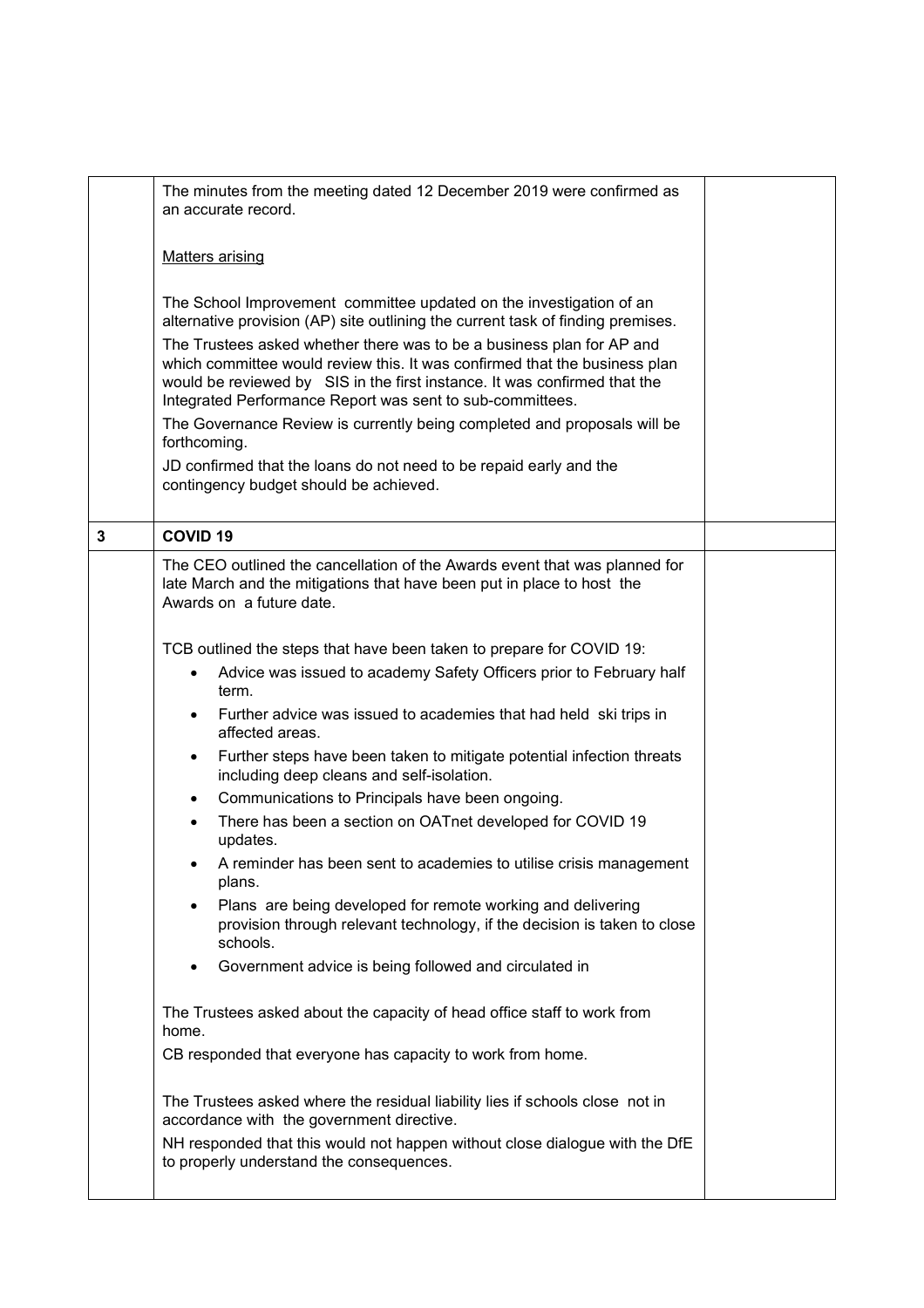| | | |
|---|---|---|
| | The minutes from the meeting dated 12 December 2019 were confirmed as an accurate record.<br><br><u>Matters arising</u><br><br>The School Improvement committee updated on the investigation of an alternative provision (AP) site outlining the current task of finding premises.<br>The Trustees asked whether there was to be a business plan for AP and which committee would review this. It was confirmed that the business plan would be reviewed by SIS in the first instance. It was confirmed that the Integrated Performance Report was sent to sub-committees.<br>The Governance Review is currently being completed and proposals will be forthcoming.<br>JD confirmed that the loans do not need to be repaid early and the contingency budget should be achieved. | |
| **3** | **COVID 19** | |
| | The CEO outlined the cancellation of the Awards event that was planned for late March and the mitigations that have been put in place to host the Awards on a future date.<br><br>TCB outlined the steps that have been taken to prepare for COVID 19:<br>• Advice was issued to academy Safety Officers prior to February half term.<br>• Further advice was issued to academies that had held ski trips in affected areas.<br>• Further steps have been taken to mitigate potential infection threats including deep cleans and self-isolation.<br>• Communications to Principals have been ongoing.<br>• There has been a section on OATnet developed for COVID 19 updates.<br>• A reminder has been sent to academies to utilise crisis management plans.<br>• Plans are being developed for remote working and delivering provision through relevant technology, if the decision is taken to close schools.<br>• Government advice is being followed and circulated in<br><br>The Trustees asked about the capacity of head office staff to work from home.<br>CB responded that everyone has capacity to work from home.<br><br>The Trustees asked where the residual liability lies if schools close not in accordance with the government directive.<br>NH responded that this would not happen without close dialogue with the DfE to properly understand the consequences. | |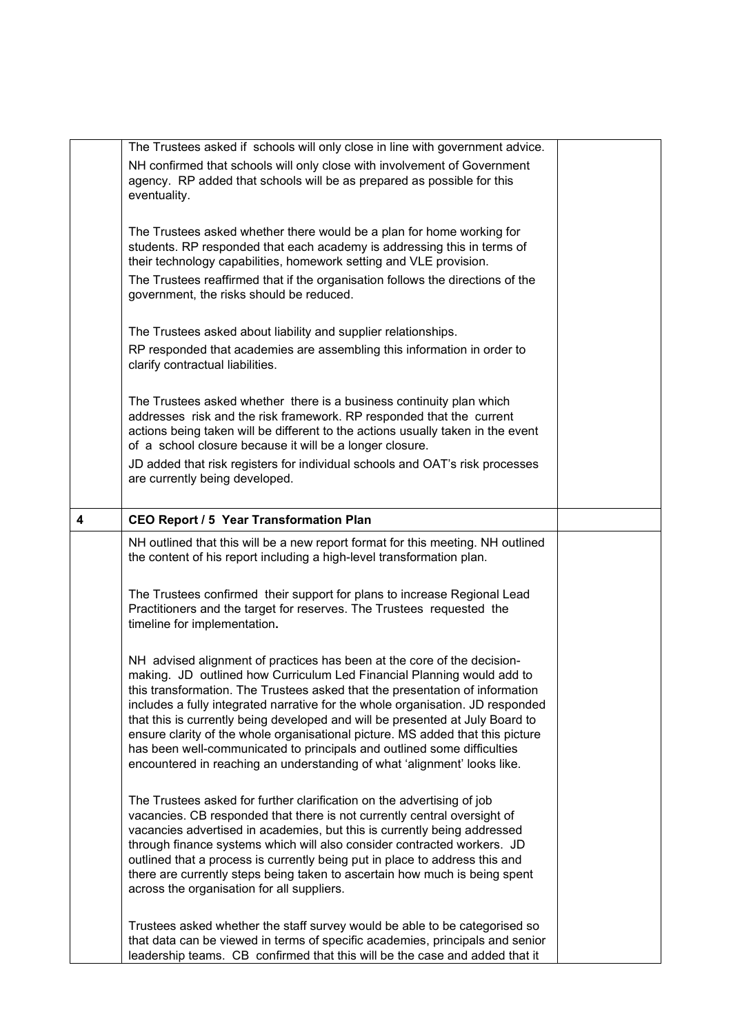| | | |
|---|---|---|
| | The Trustees asked if schools will only close in line with government advice.<br><br>NH confirmed that schools will only close with involvement of Government agency. RP added that schools will be as prepared as possible for this eventuality.<br><br>The Trustees asked whether there would be a plan for home working for students. RP responded that each academy is addressing this in terms of their technology capabilities, homework setting and VLE provision.<br><br>The Trustees reaffirmed that if the organisation follows the directions of the government, the risks should be reduced.<br><br>The Trustees asked about liability and supplier relationships.<br><br>RP responded that academies are assembling this information in order to clarify contractual liabilities.<br><br>The Trustees asked whether there is a business continuity plan which addresses risk and the risk framework. RP responded that the current actions being taken will be different to the actions usually taken in the event of a school closure because it will be a longer closure.<br><br>JD added that risk registers for individual schools and OAT's risk processes are currently being developed. | |
| **4** | **CEO Report / 5 Year Transformation Plan** | |
| | NH outlined that this will be a new report format for this meeting. NH outlined the content of his report including a high-level transformation plan.<br><br>The Trustees confirmed their support for plans to increase Regional Lead Practitioners and the target for reserves. The Trustees requested the timeline for implementation**.**<br><br>NH advised alignment of practices has been at the core of the decision-making. JD outlined how Curriculum Led Financial Planning would add to this transformation. The Trustees asked that the presentation of information includes a fully integrated narrative for the whole organisation. JD responded that this is currently being developed and will be presented at July Board to ensure clarity of the whole organisational picture. MS added that this picture has been well-communicated to principals and outlined some difficulties encountered in reaching an understanding of what 'alignment' looks like.<br><br>The Trustees asked for further clarification on the advertising of job vacancies. CB responded that there is not currently central oversight of vacancies advertised in academies, but this is currently being addressed through finance systems which will also consider contracted workers. JD outlined that a process is currently being put in place to address this and there are currently steps being taken to ascertain how much is being spent across the organisation for all suppliers.<br><br>Trustees asked whether the staff survey would be able to be categorised so that data can be viewed in terms of specific academies, principals and senior leadership teams. CB confirmed that this will be the case and added that it | |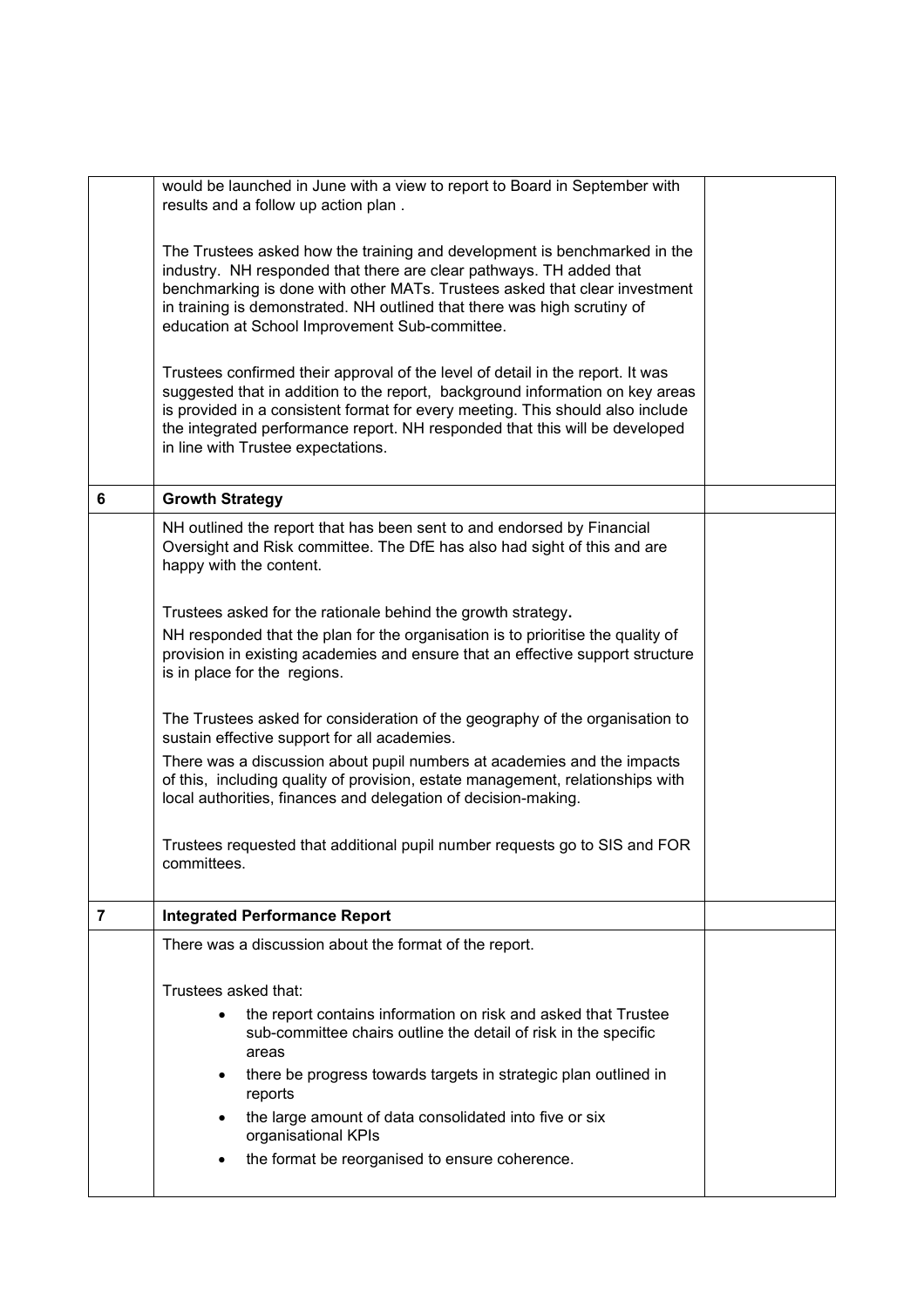| | | |
|---|---|---|
| | would be launched in June with a view to report to Board in September with results and a follow up action plan .<br><br>The Trustees asked how the training and development is benchmarked in the industry. NH responded that there are clear pathways. TH added that benchmarking is done with other MATs. Trustees asked that clear investment in training is demonstrated. NH outlined that there was high scrutiny of education at School Improvement Sub-committee.<br><br>Trustees confirmed their approval of the level of detail in the report. It was suggested that in addition to the report, background information on key areas is provided in a consistent format for every meeting. This should also include the integrated performance report. NH responded that this will be developed in line with Trustee expectations. | |
| **6** | **Growth Strategy** | |
| | NH outlined the report that has been sent to and endorsed by Financial Oversight and Risk committee. The DfE has also had sight of this and are happy with the content.<br><br>Trustees asked for the rationale behind the growth strategy.<br>NH responded that the plan for the organisation is to prioritise the quality of provision in existing academies and ensure that an effective support structure is in place for the regions.<br><br>The Trustees asked for consideration of the geography of the organisation to sustain effective support for all academies.<br>There was a discussion about pupil numbers at academies and the impacts of this, including quality of provision, estate management, relationships with local authorities, finances and delegation of decision-making.<br><br>Trustees requested that additional pupil number requests go to SIS and FOR committees. | |
| **7** | **Integrated Performance Report** | |
| | There was a discussion about the format of the report.<br><br>Trustees asked that:<br>• the report contains information on risk and asked that Trustee sub-committee chairs outline the detail of risk in the specific areas<br>• there be progress towards targets in strategic plan outlined in reports<br>• the large amount of data consolidated into five or six organisational KPIs<br>• the format be reorganised to ensure coherence. | |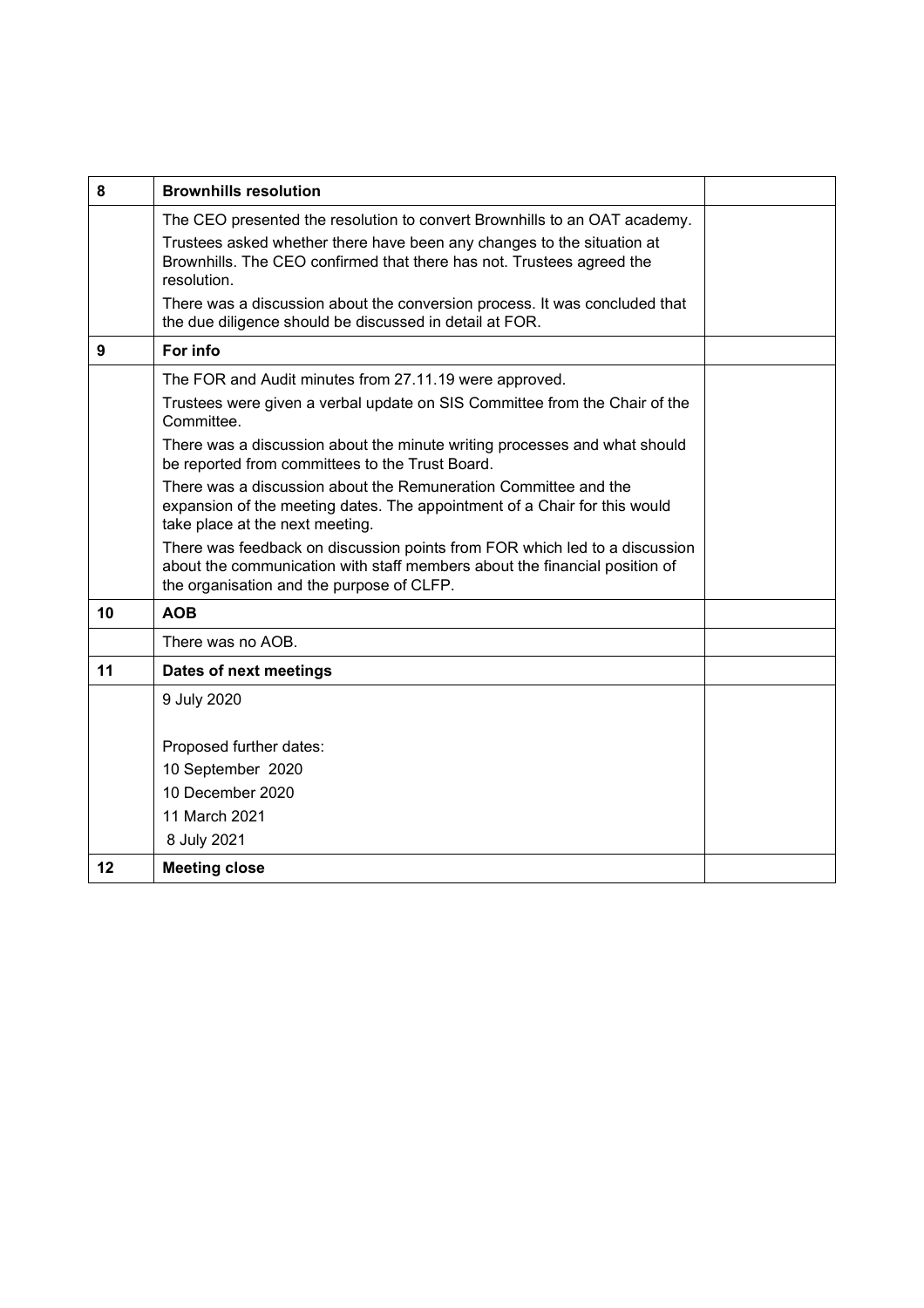| | | |
|---|---|---|
| 8 | **Brownhills resolution** | |
| | The CEO presented the resolution to convert Brownhills to an OAT academy.<br>Trustees asked whether there have been any changes to the situation at Brownhills. The CEO confirmed that there has not. Trustees agreed the resolution.<br>There was a discussion about the conversion process. It was concluded that the due diligence should be discussed in detail at FOR. | |
| 9 | **For info** | |
| | The FOR and Audit minutes from 27.11.19 were approved.<br>Trustees were given a verbal update on SIS Committee from the Chair of the Committee.<br>There was a discussion about the minute writing processes and what should be reported from committees to the Trust Board.<br>There was a discussion about the Remuneration Committee and the expansion of the meeting dates. The appointment of a Chair for this would take place at the next meeting.<br>There was feedback on discussion points from FOR which led to a discussion about the communication with staff members about the financial position of the organisation and the purpose of CLFP. | |
| 10 | **AOB** | |
| | There was no AOB. | |
| 11 | **Dates of next meetings** | |
| | 9 July 2020<br><br>Proposed further dates:<br>10 September 2020<br>10 December 2020<br>11 March 2021<br>8 July 2021 | |
| 12 | **Meeting close** | |